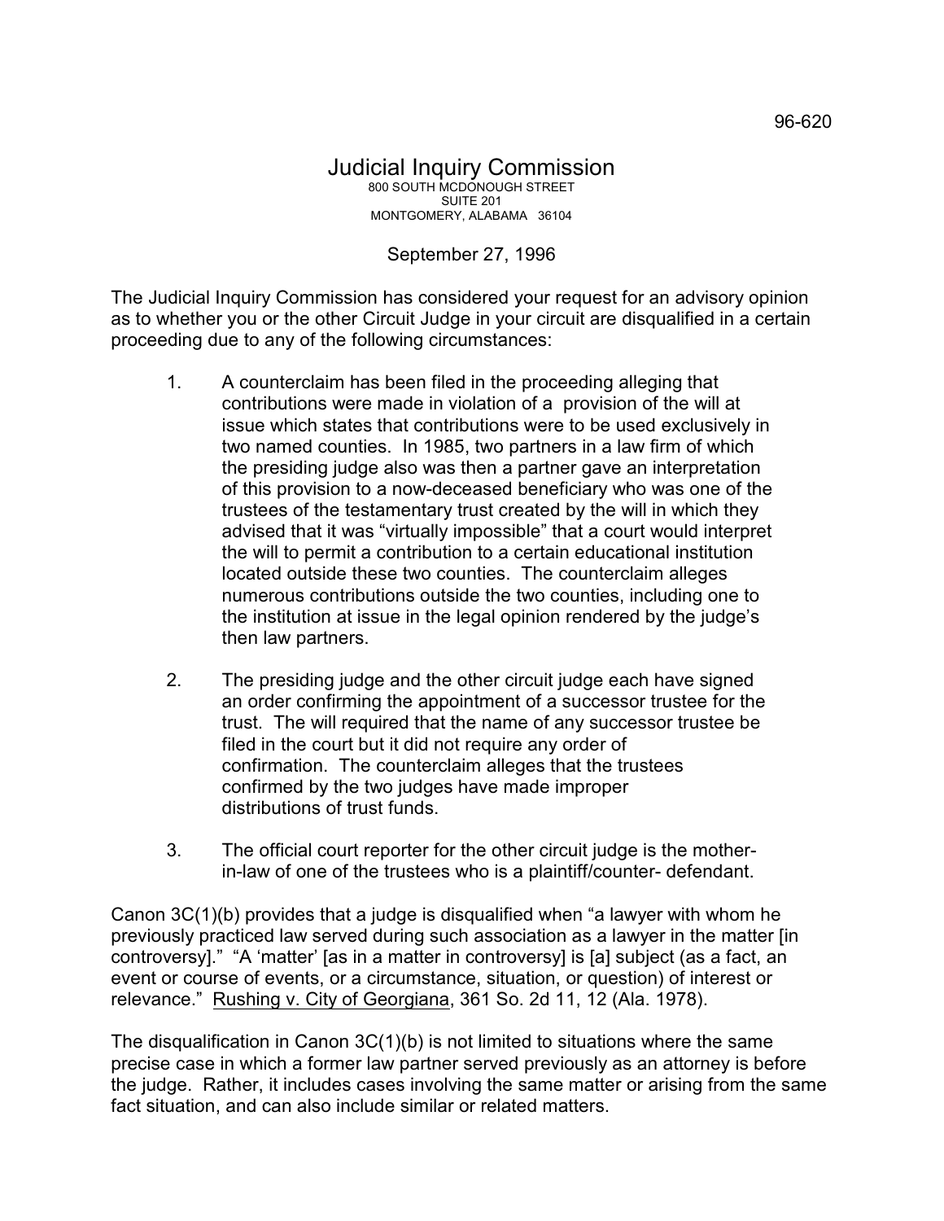96-620

# Judicial Inquiry Commission

800 SOUTH MCDONOUGH STREET
SUITE 201
MONTGOMERY, ALABAMA 36104

September 27, 1996

The Judicial Inquiry Commission has considered your request for an advisory opinion as to whether you or the other Circuit Judge in your circuit are disqualified in a certain proceeding due to any of the following circumstances:

1. A counterclaim has been filed in the proceeding alleging that contributions were made in violation of a provision of the will at issue which states that contributions were to be used exclusively in two named counties. In 1985, two partners in a law firm of which the presiding judge also was then a partner gave an interpretation of this provision to a now-deceased beneficiary who was one of the trustees of the testamentary trust created by the will in which they advised that it was "virtually impossible" that a court would interpret the will to permit a contribution to a certain educational institution located outside these two counties. The counterclaim alleges numerous contributions outside the two counties, including one to the institution at issue in the legal opinion rendered by the judge's then law partners.

2. The presiding judge and the other circuit judge each have signed an order confirming the appointment of a successor trustee for the trust. The will required that the name of any successor trustee be filed in the court but it did not require any order of confirmation. The counterclaim alleges that the trustees confirmed by the two judges have made improper distributions of trust funds.

3. The official court reporter for the other circuit judge is the mother-in-law of one of the trustees who is a plaintiff/counter- defendant.

Canon 3C(1)(b) provides that a judge is disqualified when "a lawyer with whom he previously practiced law served during such association as a lawyer in the matter [in controversy]." "A 'matter' [as in a matter in controversy] is [a] subject (as a fact, an event or course of events, or a circumstance, situation, or question) of interest or relevance." Rushing v. City of Georgiana, 361 So. 2d 11, 12 (Ala. 1978).

The disqualification in Canon 3C(1)(b) is not limited to situations where the same precise case in which a former law partner served previously as an attorney is before the judge. Rather, it includes cases involving the same matter or arising from the same fact situation, and can also include similar or related matters.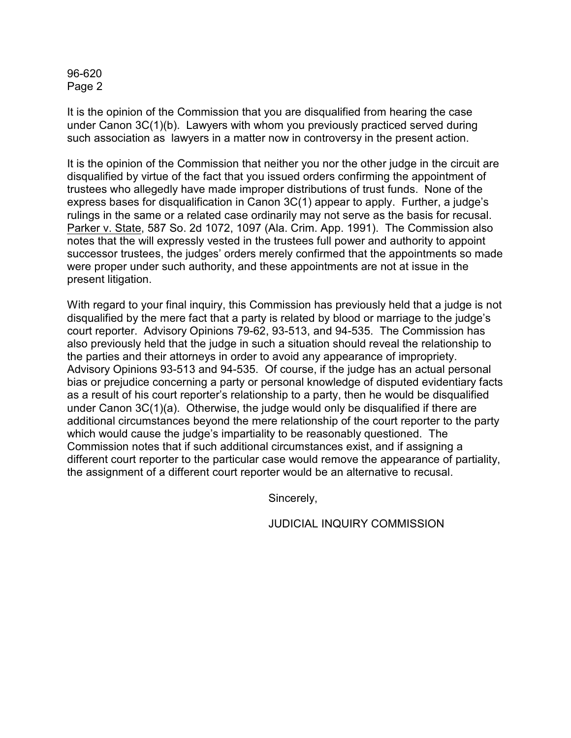It is the opinion of the Commission that you are disqualified from hearing the case under Canon 3C(1)(b). Lawyers with whom you previously practiced served during such association as lawyers in a matter now in controversy in the present action.

It is the opinion of the Commission that neither you nor the other judge in the circuit are disqualified by virtue of the fact that you issued orders confirming the appointment of trustees who allegedly have made improper distributions of trust funds. None of the express bases for disqualification in Canon 3C(1) appear to apply. Further, a judge's rulings in the same or a related case ordinarily may not serve as the basis for recusal. Parker v. State, 587 So. 2d 1072, 1097 (Ala. Crim. App. 1991). The Commission also notes that the will expressly vested in the trustees full power and authority to appoint successor trustees, the judges' orders merely confirmed that the appointments so made were proper under such authority, and these appointments are not at issue in the present litigation.

With regard to your final inquiry, this Commission has previously held that a judge is not disqualified by the mere fact that a party is related by blood or marriage to the judge's court reporter. Advisory Opinions 79-62, 93-513, and 94-535. The Commission has also previously held that the judge in such a situation should reveal the relationship to the parties and their attorneys in order to avoid any appearance of impropriety. Advisory Opinions 93-513 and 94-535. Of course, if the judge has an actual personal bias or prejudice concerning a party or personal knowledge of disputed evidentiary facts as a result of his court reporter's relationship to a party, then he would be disqualified under Canon 3C(1)(a). Otherwise, the judge would only be disqualified if there are additional circumstances beyond the mere relationship of the court reporter to the party which would cause the judge's impartiality to be reasonably questioned. The Commission notes that if such additional circumstances exist, and if assigning a different court reporter to the particular case would remove the appearance of partiality, the assignment of a different court reporter would be an alternative to recusal.

Sincerely,

JUDICIAL INQUIRY COMMISSION